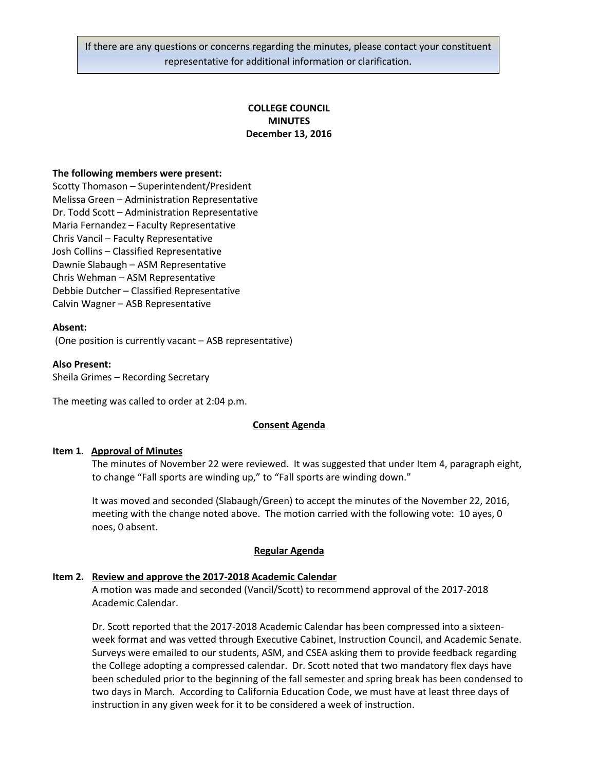If there are any questions or concerns regarding the minutes, please contact your constituent representative for additional information or clarification.

# COLLEGE COUNCIL
# MINUTES
# December 13, 2016

**The following members were present:**

Scotty Thomason – Superintendent/President
Melissa Green – Administration Representative
Dr. Todd Scott – Administration Representative
Maria Fernandez – Faculty Representative
Chris Vancil – Faculty Representative
Josh Collins – Classified Representative
Dawnie Slabaugh – ASM Representative
Chris Wehman – ASM Representative
Debbie Dutcher – Classified Representative
Calvin Wagner – ASB Representative

**Absent:**

(One position is currently vacant – ASB representative)

**Also Present:**

Sheila Grimes – Recording Secretary

The meeting was called to order at 2:04 p.m.

## Consent Agenda

**Item 1. Approval of Minutes**

The minutes of November 22 were reviewed. It was suggested that under Item 4, paragraph eight, to change "Fall sports are winding up," to "Fall sports are winding down."

It was moved and seconded (Slabaugh/Green) to accept the minutes of the November 22, 2016, meeting with the change noted above. The motion carried with the following vote: 10 ayes, 0 noes, 0 absent.

## Regular Agenda

**Item 2. Review and approve the 2017-2018 Academic Calendar**

A motion was made and seconded (Vancil/Scott) to recommend approval of the 2017-2018 Academic Calendar.

Dr. Scott reported that the 2017-2018 Academic Calendar has been compressed into a sixteen-week format and was vetted through Executive Cabinet, Instruction Council, and Academic Senate. Surveys were emailed to our students, ASM, and CSEA asking them to provide feedback regarding the College adopting a compressed calendar. Dr. Scott noted that two mandatory flex days have been scheduled prior to the beginning of the fall semester and spring break has been condensed to two days in March. According to California Education Code, we must have at least three days of instruction in any given week for it to be considered a week of instruction.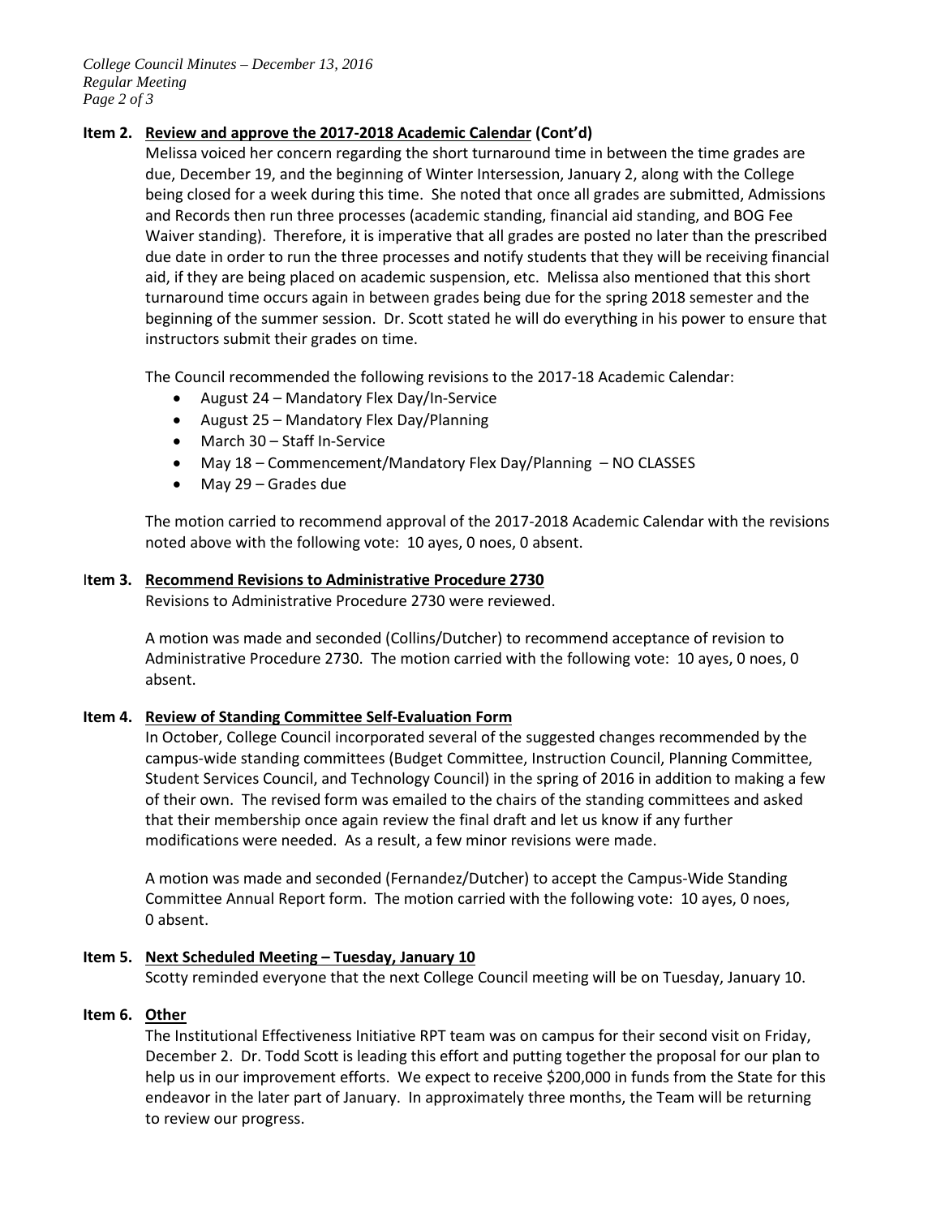**Item 2. Review and approve the 2017-2018 Academic Calendar (Cont'd)**

Melissa voiced her concern regarding the short turnaround time in between the time grades are due, December 19, and the beginning of Winter Intersession, January 2, along with the College being closed for a week during this time. She noted that once all grades are submitted, Admissions and Records then run three processes (academic standing, financial aid standing, and BOG Fee Waiver standing). Therefore, it is imperative that all grades are posted no later than the prescribed due date in order to run the three processes and notify students that they will be receiving financial aid, if they are being placed on academic suspension, etc. Melissa also mentioned that this short turnaround time occurs again in between grades being due for the spring 2018 semester and the beginning of the summer session. Dr. Scott stated he will do everything in his power to ensure that instructors submit their grades on time.

The Council recommended the following revisions to the 2017-18 Academic Calendar:

- August 24 – Mandatory Flex Day/In-Service
- August 25 – Mandatory Flex Day/Planning
- March 30 – Staff In-Service
- May 18 – Commencement/Mandatory Flex Day/Planning – NO CLASSES
- May 29 – Grades due

The motion carried to recommend approval of the 2017-2018 Academic Calendar with the revisions noted above with the following vote: 10 ayes, 0 noes, 0 absent.

**Item 3. Recommend Revisions to Administrative Procedure 2730**

Revisions to Administrative Procedure 2730 were reviewed.

A motion was made and seconded (Collins/Dutcher) to recommend acceptance of revision to Administrative Procedure 2730. The motion carried with the following vote: 10 ayes, 0 noes, 0 absent.

**Item 4. Review of Standing Committee Self-Evaluation Form**

In October, College Council incorporated several of the suggested changes recommended by the campus-wide standing committees (Budget Committee, Instruction Council, Planning Committee, Student Services Council, and Technology Council) in the spring of 2016 in addition to making a few of their own. The revised form was emailed to the chairs of the standing committees and asked that their membership once again review the final draft and let us know if any further modifications were needed. As a result, a few minor revisions were made.

A motion was made and seconded (Fernandez/Dutcher) to accept the Campus-Wide Standing Committee Annual Report form. The motion carried with the following vote: 10 ayes, 0 noes, 0 absent.

**Item 5. Next Scheduled Meeting – Tuesday, January 10**

Scotty reminded everyone that the next College Council meeting will be on Tuesday, January 10.

**Item 6. Other**

The Institutional Effectiveness Initiative RPT team was on campus for their second visit on Friday, December 2. Dr. Todd Scott is leading this effort and putting together the proposal for our plan to help us in our improvement efforts. We expect to receive $200,000 in funds from the State for this endeavor in the later part of January. In approximately three months, the Team will be returning to review our progress.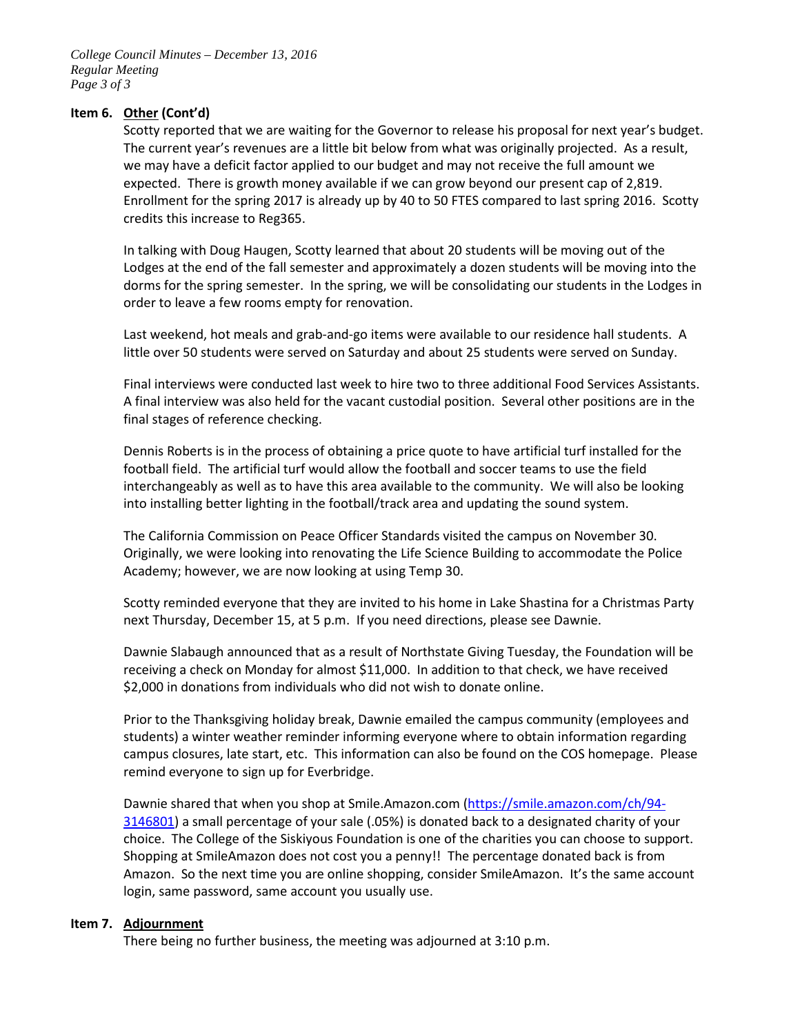**Item 6. Other (Cont'd)**

Scotty reported that we are waiting for the Governor to release his proposal for next year's budget. The current year's revenues are a little bit below from what was originally projected. As a result, we may have a deficit factor applied to our budget and may not receive the full amount we expected. There is growth money available if we can grow beyond our present cap of 2,819. Enrollment for the spring 2017 is already up by 40 to 50 FTES compared to last spring 2016. Scotty credits this increase to Reg365.

In talking with Doug Haugen, Scotty learned that about 20 students will be moving out of the Lodges at the end of the fall semester and approximately a dozen students will be moving into the dorms for the spring semester. In the spring, we will be consolidating our students in the Lodges in order to leave a few rooms empty for renovation.

Last weekend, hot meals and grab-and-go items were available to our residence hall students. A little over 50 students were served on Saturday and about 25 students were served on Sunday.

Final interviews were conducted last week to hire two to three additional Food Services Assistants. A final interview was also held for the vacant custodial position. Several other positions are in the final stages of reference checking.

Dennis Roberts is in the process of obtaining a price quote to have artificial turf installed for the football field. The artificial turf would allow the football and soccer teams to use the field interchangeably as well as to have this area available to the community. We will also be looking into installing better lighting in the football/track area and updating the sound system.

The California Commission on Peace Officer Standards visited the campus on November 30. Originally, we were looking into renovating the Life Science Building to accommodate the Police Academy; however, we are now looking at using Temp 30.

Scotty reminded everyone that they are invited to his home in Lake Shastina for a Christmas Party next Thursday, December 15, at 5 p.m. If you need directions, please see Dawnie.

Dawnie Slabaugh announced that as a result of Northstate Giving Tuesday, the Foundation will be receiving a check on Monday for almost $11,000. In addition to that check, we have received $2,000 in donations from individuals who did not wish to donate online.

Prior to the Thanksgiving holiday break, Dawnie emailed the campus community (employees and students) a winter weather reminder informing everyone where to obtain information regarding campus closures, late start, etc. This information can also be found on the COS homepage. Please remind everyone to sign up for Everbridge.

Dawnie shared that when you shop at Smile.Amazon.com (https://smile.amazon.com/ch/94-3146801) a small percentage of your sale (.05%) is donated back to a designated charity of your choice. The College of the Siskiyous Foundation is one of the charities you can choose to support. Shopping at SmileAmazon does not cost you a penny!! The percentage donated back is from Amazon. So the next time you are online shopping, consider SmileAmazon. It's the same account login, same password, same account you usually use.

**Item 7. Adjournment**

There being no further business, the meeting was adjourned at 3:10 p.m.